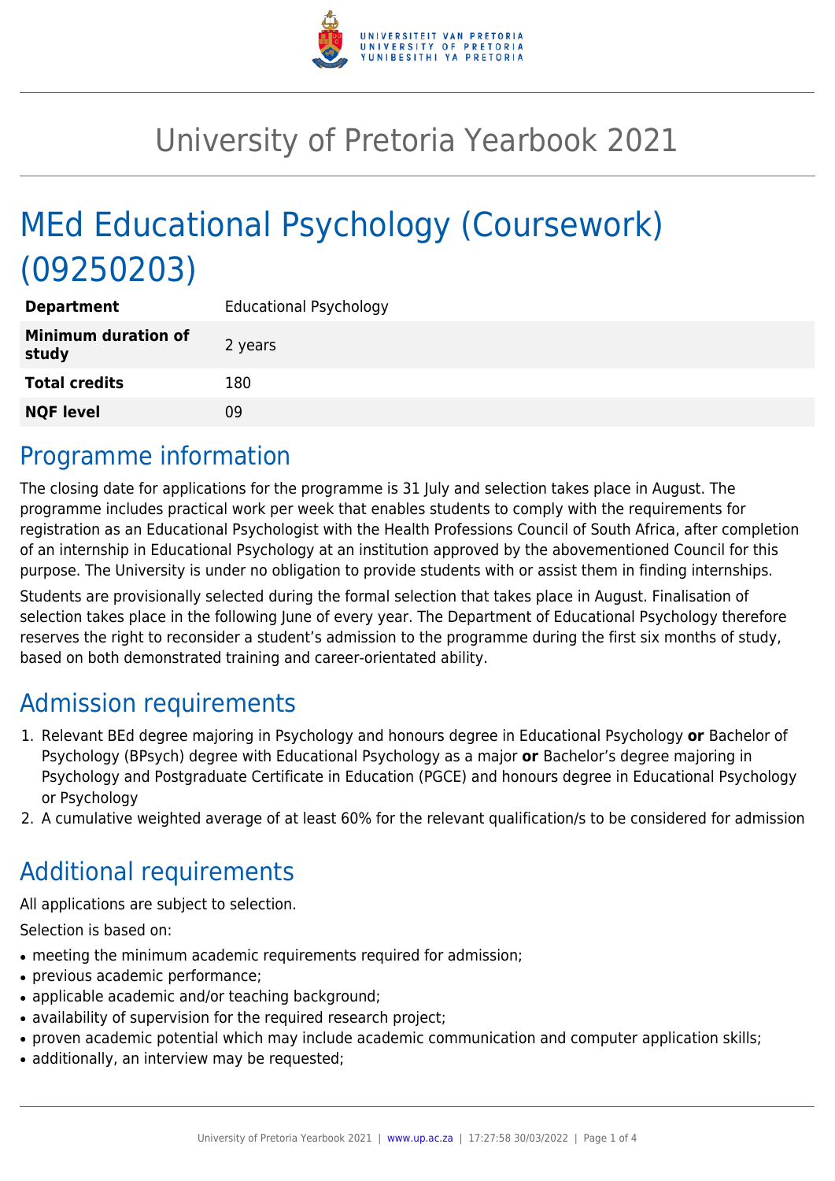# University of Pretoria Yearbook 2021

# MEd Educational Psychology (Coursework) (09250203)

| | |
|---|---|
| **Department** | Educational Psychology |
| **Minimum duration of study** | 2 years |
| **Total credits** | 180 |
| **NQF level** | 09 |

## Programme information

The closing date for applications for the programme is 31 July and selection takes place in August. The programme includes practical work per week that enables students to comply with the requirements for registration as an Educational Psychologist with the Health Professions Council of South Africa, after completion of an internship in Educational Psychology at an institution approved by the abovementioned Council for this purpose. The University is under no obligation to provide students with or assist them in finding internships.

Students are provisionally selected during the formal selection that takes place in August. Finalisation of selection takes place in the following June of every year. The Department of Educational Psychology therefore reserves the right to reconsider a student's admission to the programme during the first six months of study, based on both demonstrated training and career-orientated ability.

## Admission requirements

1. Relevant BEd degree majoring in Psychology and honours degree in Educational Psychology **or** Bachelor of Psychology (BPsych) degree with Educational Psychology as a major **or** Bachelor's degree majoring in Psychology and Postgraduate Certificate in Education (PGCE) and honours degree in Educational Psychology or Psychology
2. A cumulative weighted average of at least 60% for the relevant qualification/s to be considered for admission

## Additional requirements

All applications are subject to selection.

Selection is based on:

- meeting the minimum academic requirements required for admission;
- previous academic performance;
- applicable academic and/or teaching background;
- availability of supervision for the required research project;
- proven academic potential which may include academic communication and computer application skills;
- additionally, an interview may be requested;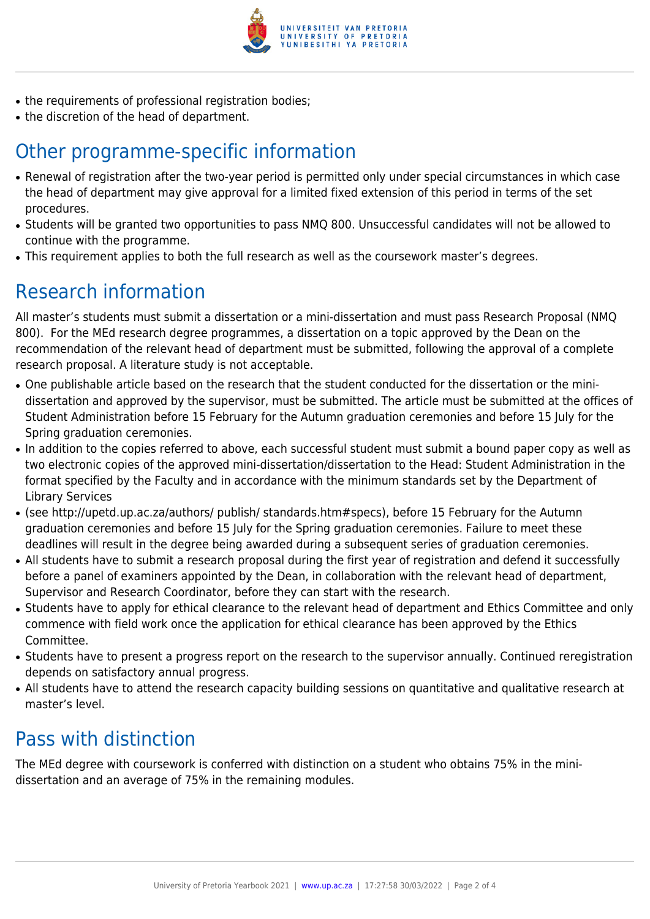- the requirements of professional registration bodies;
- the discretion of the head of department.

## Other programme-specific information

- Renewal of registration after the two-year period is permitted only under special circumstances in which case the head of department may give approval for a limited fixed extension of this period in terms of the set procedures.
- Students will be granted two opportunities to pass NMQ 800. Unsuccessful candidates will not be allowed to continue with the programme.
- This requirement applies to both the full research as well as the coursework master's degrees.

## Research information

All master's students must submit a dissertation or a mini-dissertation and must pass Research Proposal (NMQ 800). For the MEd research degree programmes, a dissertation on a topic approved by the Dean on the recommendation of the relevant head of department must be submitted, following the approval of a complete research proposal. A literature study is not acceptable.

- One publishable article based on the research that the student conducted for the dissertation or the mini-dissertation and approved by the supervisor, must be submitted. The article must be submitted at the offices of Student Administration before 15 February for the Autumn graduation ceremonies and before 15 July for the Spring graduation ceremonies.
- In addition to the copies referred to above, each successful student must submit a bound paper copy as well as two electronic copies of the approved mini-dissertation/dissertation to the Head: Student Administration in the format specified by the Faculty and in accordance with the minimum standards set by the Department of Library Services
- (see http://upetd.up.ac.za/authors/ publish/ standards.htm#specs), before 15 February for the Autumn graduation ceremonies and before 15 July for the Spring graduation ceremonies. Failure to meet these deadlines will result in the degree being awarded during a subsequent series of graduation ceremonies.
- All students have to submit a research proposal during the first year of registration and defend it successfully before a panel of examiners appointed by the Dean, in collaboration with the relevant head of department, Supervisor and Research Coordinator, before they can start with the research.
- Students have to apply for ethical clearance to the relevant head of department and Ethics Committee and only commence with field work once the application for ethical clearance has been approved by the Ethics Committee.
- Students have to present a progress report on the research to the supervisor annually. Continued reregistration depends on satisfactory annual progress.
- All students have to attend the research capacity building sessions on quantitative and qualitative research at master's level.

## Pass with distinction

The MEd degree with coursework is conferred with distinction on a student who obtains 75% in the mini-dissertation and an average of 75% in the remaining modules.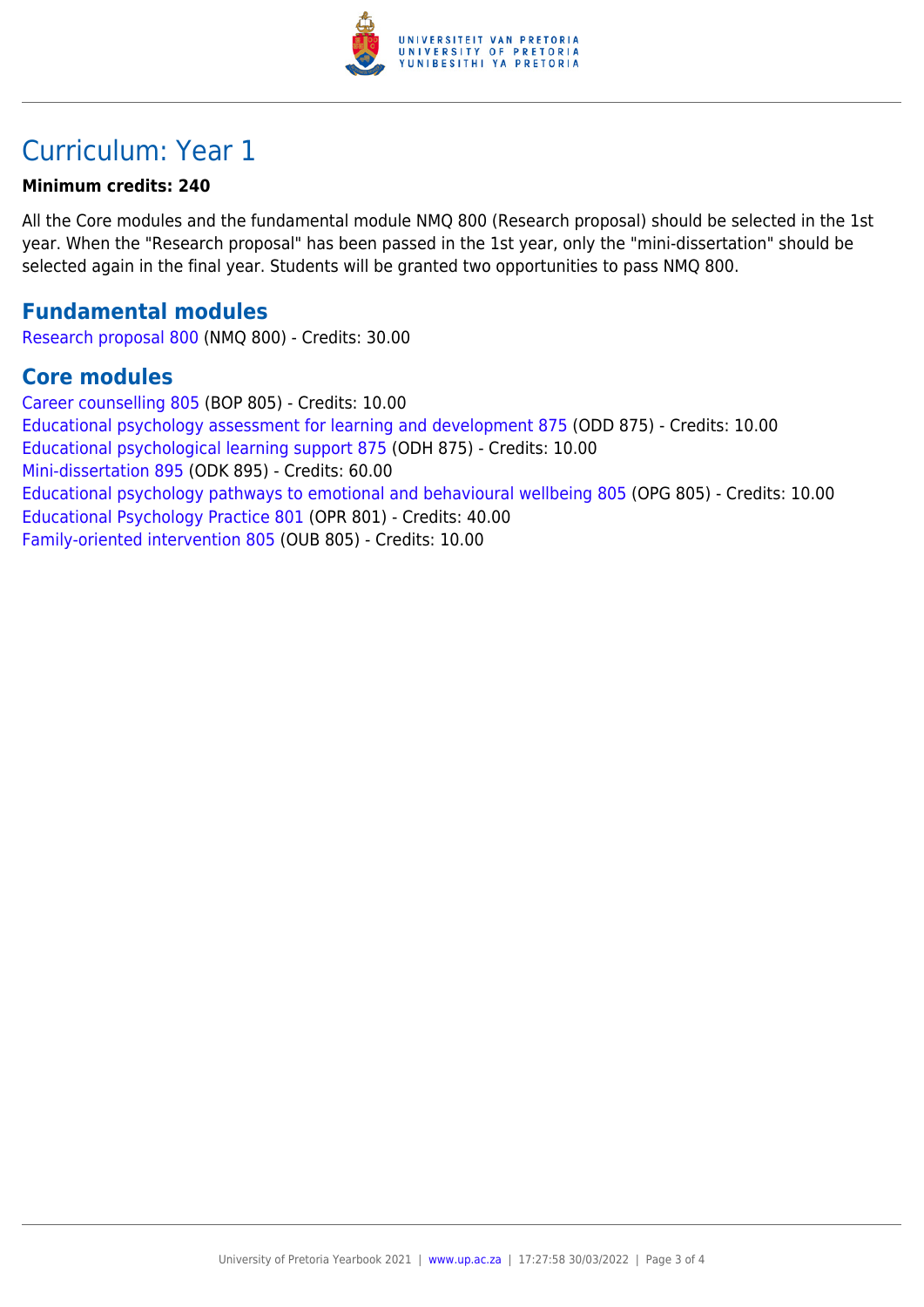# Curriculum: Year 1

**Minimum credits: 240**

All the Core modules and the fundamental module NMQ 800 (Research proposal) should be selected in the 1st year. When the "Research proposal" has been passed in the 1st year, only the "mini-dissertation" should be selected again in the final year. Students will be granted two opportunities to pass NMQ 800.

## Fundamental modules

Research proposal 800 (NMQ 800) - Credits: 30.00

## Core modules

Career counselling 805 (BOP 805) - Credits: 10.00
Educational psychology assessment for learning and development 875 (ODD 875) - Credits: 10.00
Educational psychological learning support 875 (ODH 875) - Credits: 10.00
Mini-dissertation 895 (ODK 895) - Credits: 60.00
Educational psychology pathways to emotional and behavioural wellbeing 805 (OPG 805) - Credits: 10.00
Educational Psychology Practice 801 (OPR 801) - Credits: 40.00
Family-oriented intervention 805 (OUB 805) - Credits: 10.00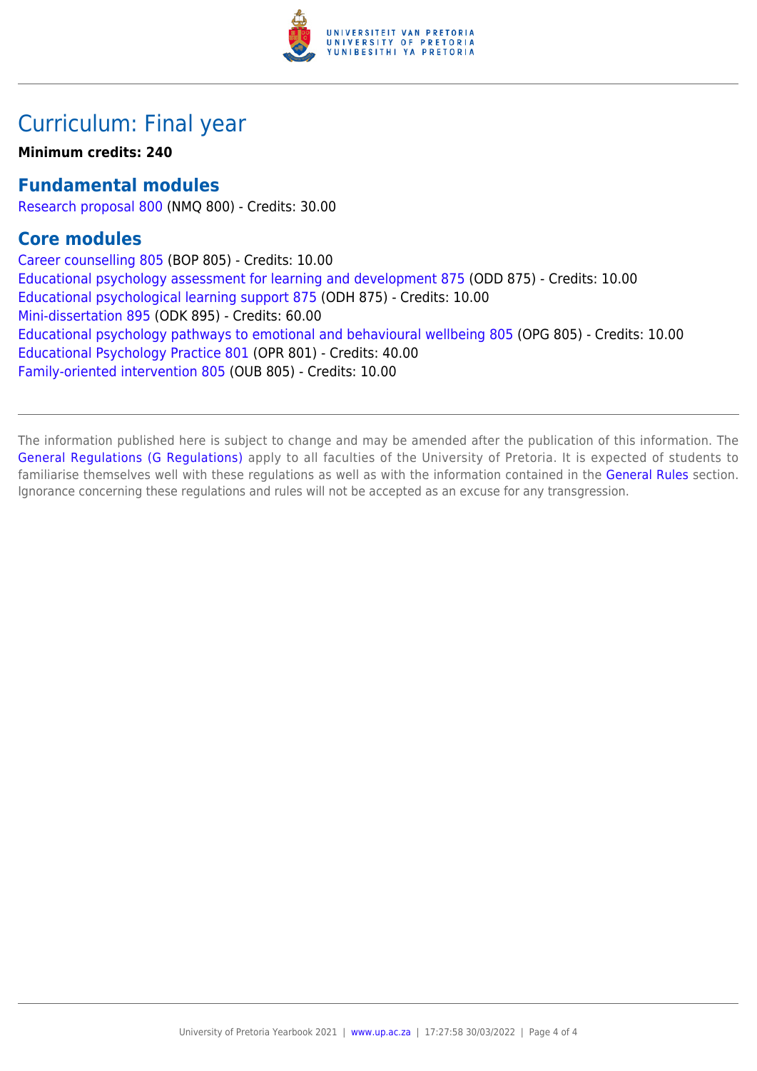# Curriculum: Final year

**Minimum credits: 240**

## Fundamental modules

Research proposal 800 (NMQ 800) - Credits: 30.00

## Core modules

Career counselling 805 (BOP 805) - Credits: 10.00
Educational psychology assessment for learning and development 875 (ODD 875) - Credits: 10.00
Educational psychological learning support 875 (ODH 875) - Credits: 10.00
Mini-dissertation 895 (ODK 895) - Credits: 60.00
Educational psychology pathways to emotional and behavioural wellbeing 805 (OPG 805) - Credits: 10.00
Educational Psychology Practice 801 (OPR 801) - Credits: 40.00
Family-oriented intervention 805 (OUB 805) - Credits: 10.00

---

The information published here is subject to change and may be amended after the publication of this information. The General Regulations (G Regulations) apply to all faculties of the University of Pretoria. It is expected of students to familiarise themselves well with these regulations as well as with the information contained in the General Rules section. Ignorance concerning these regulations and rules will not be accepted as an excuse for any transgression.